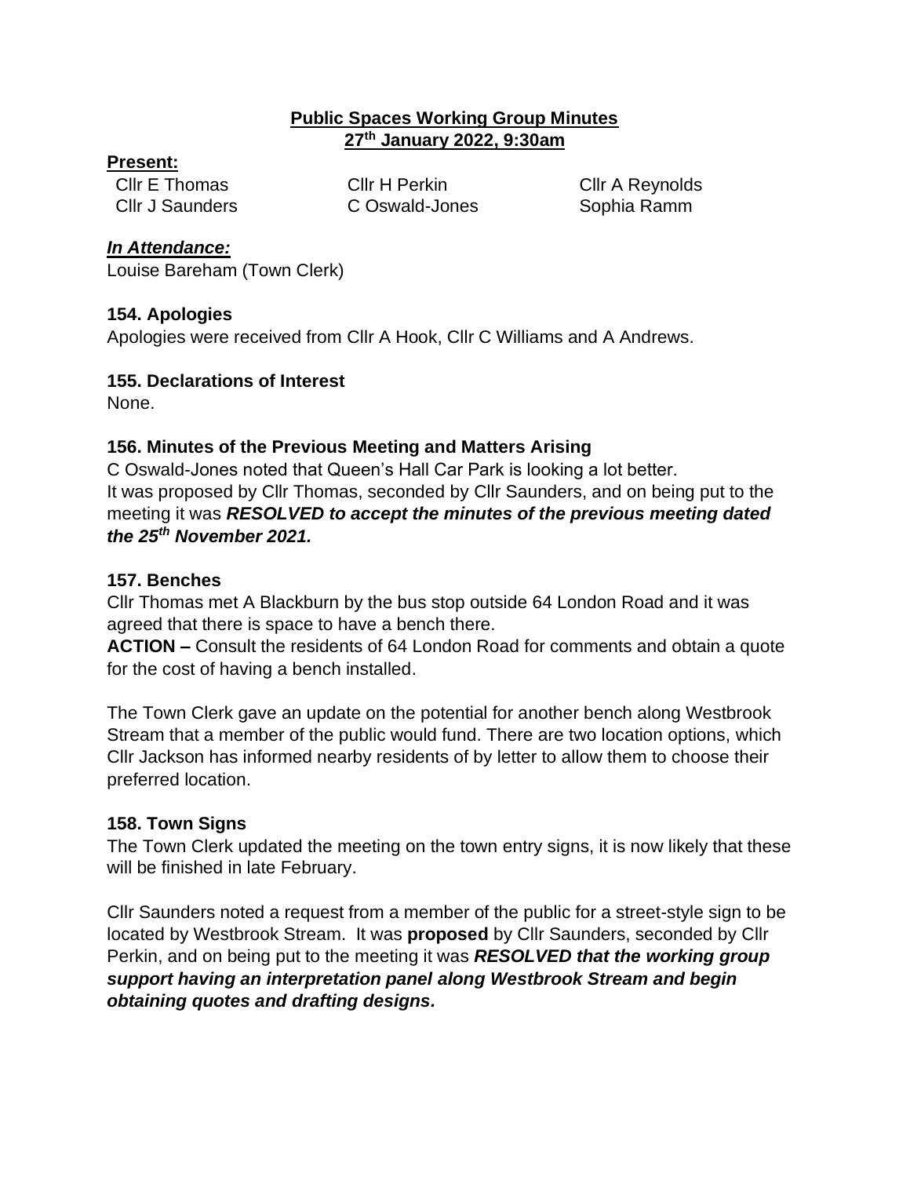# Public Spaces Working Group Minutes
## 27th January 2022, 9:30am

**Present:**

Cllr E Thomas
Cllr H Perkin
Cllr A Reynolds
Cllr J Saunders
C Oswald-Jones
Sophia Ramm

***In Attendance:***

Louise Bareham (Town Clerk)

### 154. Apologies

Apologies were received from Cllr A Hook, Cllr C Williams and A Andrews.

### 155. Declarations of Interest

None.

### 156. Minutes of the Previous Meeting and Matters Arising

C Oswald-Jones noted that Queen's Hall Car Park is looking a lot better.
It was proposed by Cllr Thomas, seconded by Cllr Saunders, and on being put to the meeting it was ***RESOLVED to accept the minutes of the previous meeting dated the 25th November 2021.***

### 157. Benches

Cllr Thomas met A Blackburn by the bus stop outside 64 London Road and it was agreed that there is space to have a bench there.

**ACTION –** Consult the residents of 64 London Road for comments and obtain a quote for the cost of having a bench installed.

The Town Clerk gave an update on the potential for another bench along Westbrook Stream that a member of the public would fund. There are two location options, which Cllr Jackson has informed nearby residents of by letter to allow them to choose their preferred location.

### 158. Town Signs

The Town Clerk updated the meeting on the town entry signs, it is now likely that these will be finished in late February.

Cllr Saunders noted a request from a member of the public for a street-style sign to be located by Westbrook Stream. It was **proposed** by Cllr Saunders, seconded by Cllr Perkin, and on being put to the meeting it was ***RESOLVED that the working group support having an interpretation panel along Westbrook Stream and begin obtaining quotes and drafting designs.***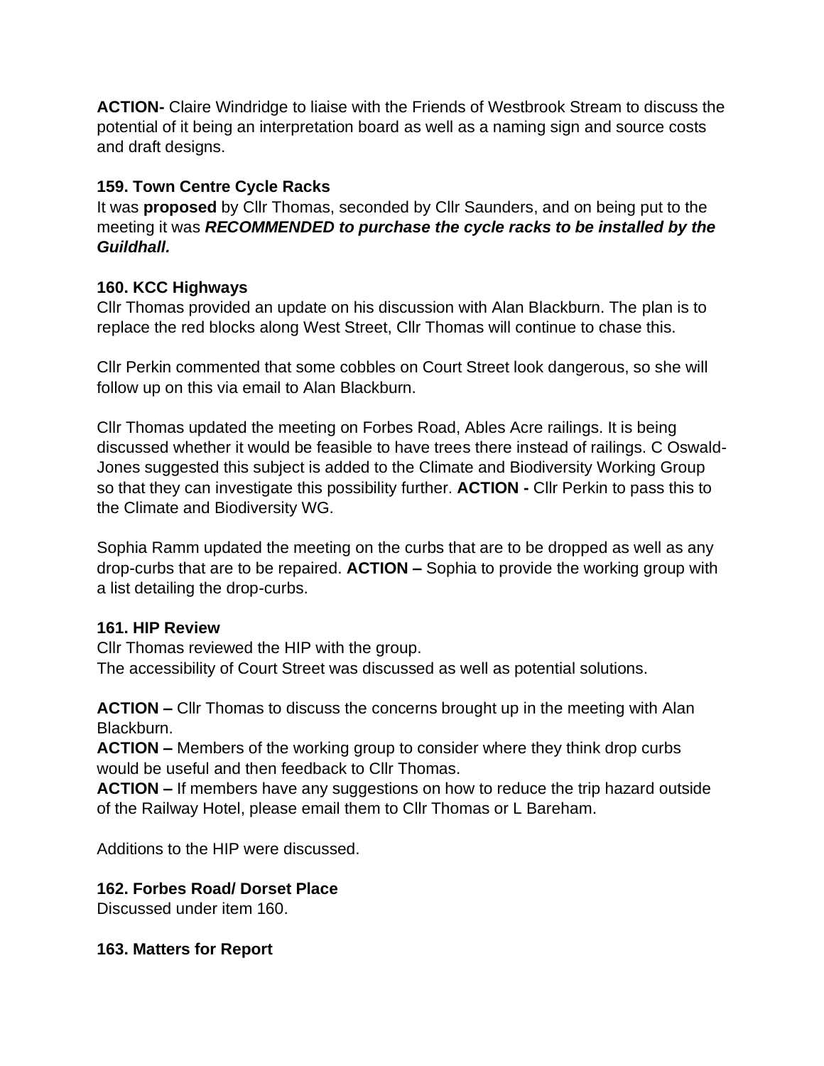**ACTION-** Claire Windridge to liaise with the Friends of Westbrook Stream to discuss the potential of it being an interpretation board as well as a naming sign and source costs and draft designs.

**159. Town Centre Cycle Racks**

It was **proposed** by Cllr Thomas, seconded by Cllr Saunders, and on being put to the meeting it was ***RECOMMENDED to purchase the cycle racks to be installed by the Guildhall.***

**160. KCC Highways**

Cllr Thomas provided an update on his discussion with Alan Blackburn. The plan is to replace the red blocks along West Street, Cllr Thomas will continue to chase this.

Cllr Perkin commented that some cobbles on Court Street look dangerous, so she will follow up on this via email to Alan Blackburn.

Cllr Thomas updated the meeting on Forbes Road, Ables Acre railings. It is being discussed whether it would be feasible to have trees there instead of railings. C Oswald-Jones suggested this subject is added to the Climate and Biodiversity Working Group so that they can investigate this possibility further. **ACTION -** Cllr Perkin to pass this to the Climate and Biodiversity WG.

Sophia Ramm updated the meeting on the curbs that are to be dropped as well as any drop-curbs that are to be repaired. **ACTION –** Sophia to provide the working group with a list detailing the drop-curbs.

**161. HIP Review**

Cllr Thomas reviewed the HIP with the group.
The accessibility of Court Street was discussed as well as potential solutions.

**ACTION –** Cllr Thomas to discuss the concerns brought up in the meeting with Alan Blackburn.
**ACTION –** Members of the working group to consider where they think drop curbs would be useful and then feedback to Cllr Thomas.
**ACTION –** If members have any suggestions on how to reduce the trip hazard outside of the Railway Hotel, please email them to Cllr Thomas or L Bareham.

Additions to the HIP were discussed.

**162. Forbes Road/ Dorset Place**

Discussed under item 160.

**163. Matters for Report**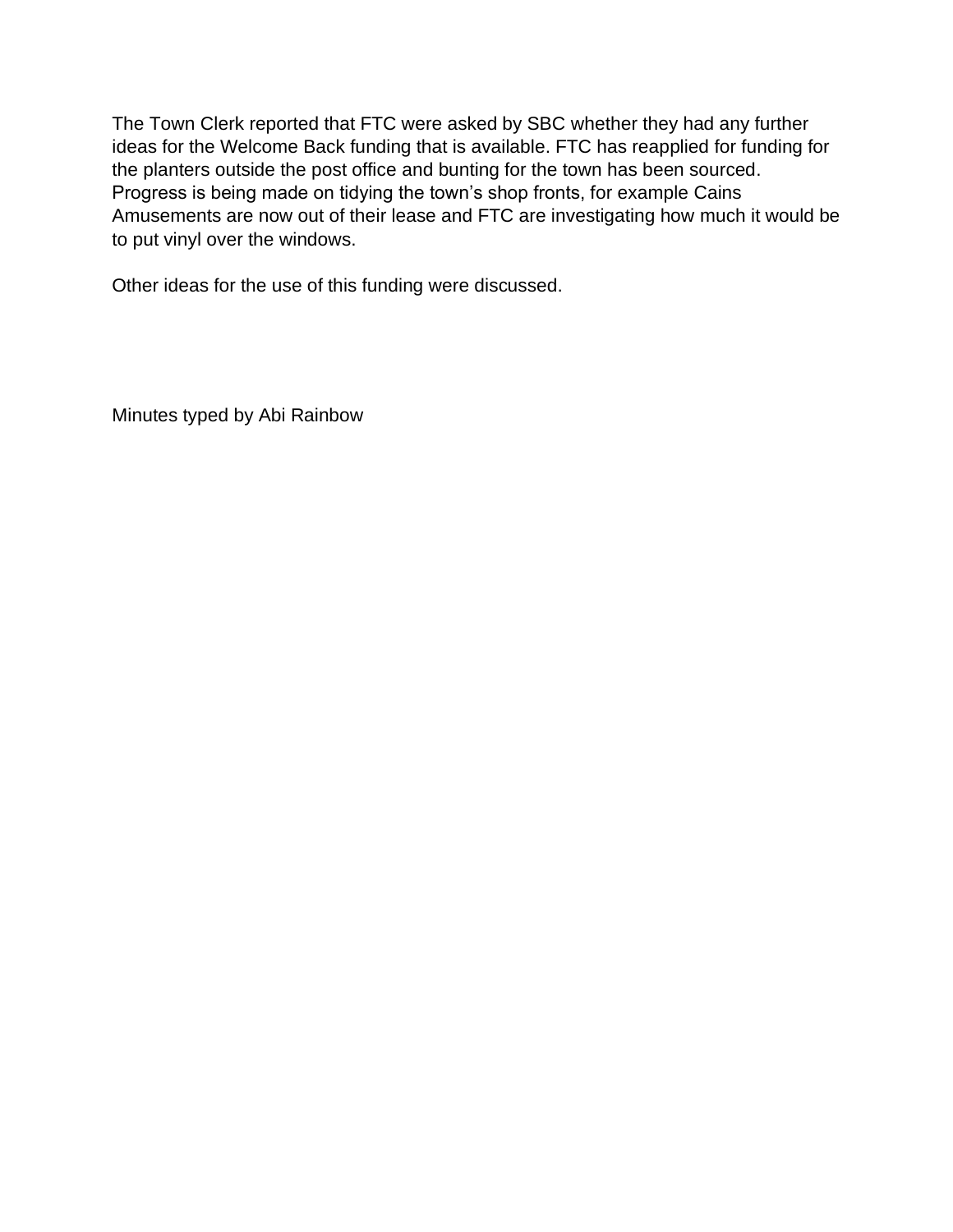The Town Clerk reported that FTC were asked by SBC whether they had any further ideas for the Welcome Back funding that is available. FTC has reapplied for funding for the planters outside the post office and bunting for the town has been sourced. Progress is being made on tidying the town's shop fronts, for example Cains Amusements are now out of their lease and FTC are investigating how much it would be to put vinyl over the windows.

Other ideas for the use of this funding were discussed.

Minutes typed by Abi Rainbow